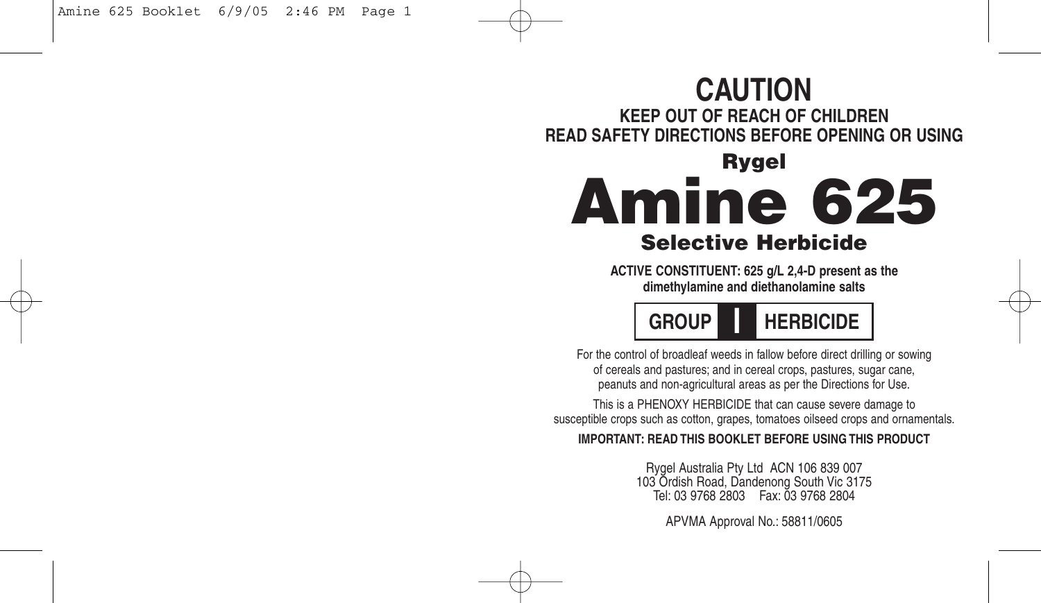# CAUTION

**KEEP OUT OF REACH OF CHILDREN**
**READ SAFETY DIRECTIONS BEFORE OPENING OR USING**

## Rygel

# Amine 625

## Selective Herbicide

**ACTIVE CONSTITUENT: 625 g/L 2,4-D present as the dimethylamine and diethanolamine salts**

**GROUP I HERBICIDE**

For the control of broadleaf weeds in fallow before direct drilling or sowing of cereals and pastures; and in cereal crops, pastures, sugar cane, peanuts and non-agricultural areas as per the Directions for Use.

This is a PHENOXY HERBICIDE that can cause severe damage to susceptible crops such as cotton, grapes, tomatoes oilseed crops and ornamentals.

**IMPORTANT: READ THIS BOOKLET BEFORE USING THIS PRODUCT**

Rygel Australia Pty Ltd ACN 106 839 007
103 Ordish Road, Dandenong South Vic 3175
Tel: 03 9768 2803 Fax: 03 9768 2804

APVMA Approval No.: 58811/0605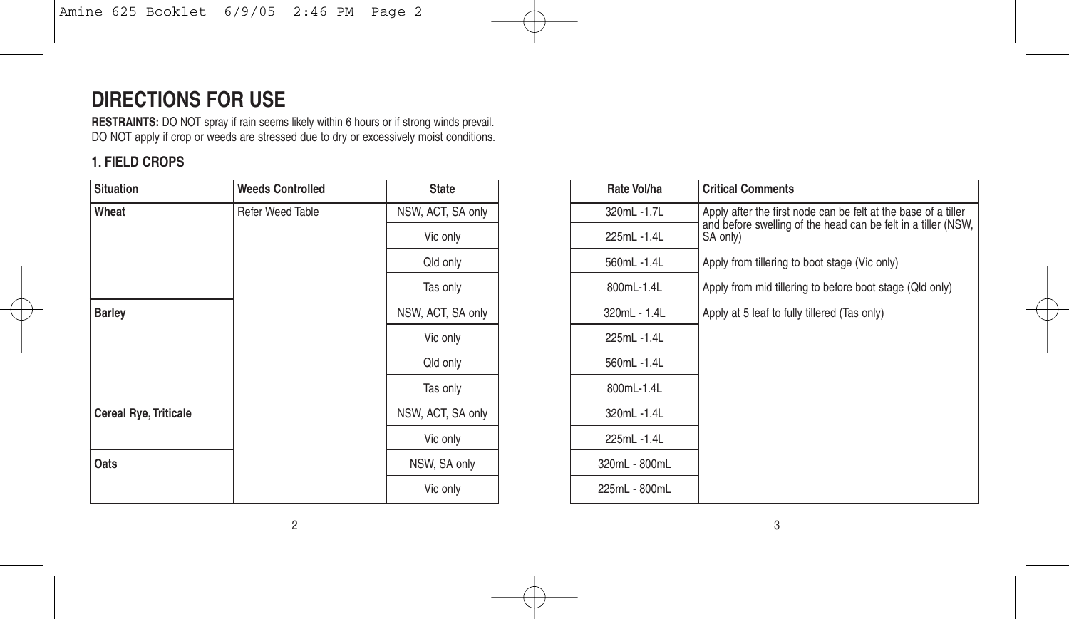# DIRECTIONS FOR USE

**RESTRAINTS:** DO NOT spray if rain seems likely within 6 hours or if strong winds prevail.
DO NOT apply if crop or weeds are stressed due to dry or excessively moist conditions.

## 1. FIELD CROPS

| Situation | Weeds Controlled | State | Rate Vol/ha | Critical Comments |
|---|---|---|---|---|
| **Wheat** | Refer Weed Table | NSW, ACT, SA only | 320mL -1.7L | Apply after the first node can be felt at the base of a tiller and before swelling of the head can be felt in a tiller (NSW, SA only) |
| | | Vic only | 225mL -1.4L | |
| | | Qld only | 560mL -1.4L | Apply from tillering to boot stage (Vic only) |
| | | Tas only | 800mL-1.4L | Apply from mid tillering to before boot stage (Qld only) |
| **Barley** | | NSW, ACT, SA only | 320mL - 1.4L | Apply at 5 leaf to fully tillered (Tas only) |
| | | Vic only | 225mL -1.4L | |
| | | Qld only | 560mL -1.4L | |
| | | Tas only | 800mL-1.4L | |
| **Cereal Rye, Triticale** | | NSW, ACT, SA only | 320mL -1.4L | |
| | | Vic only | 225mL -1.4L | |
| **Oats** | | NSW, SA only | 320mL - 800mL | |
| | | Vic only | 225mL - 800mL | |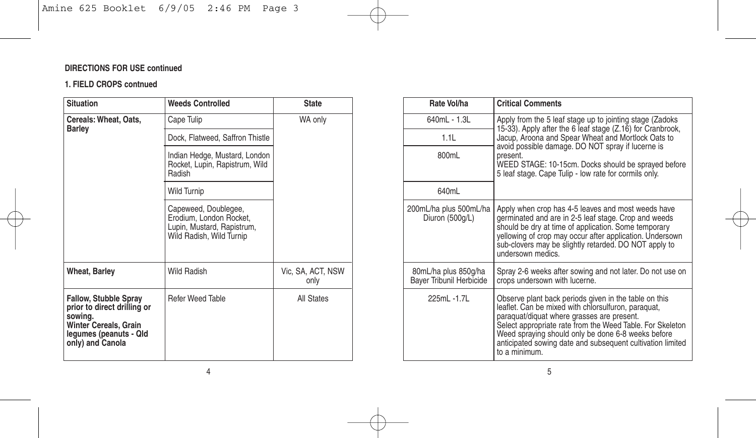**DIRECTIONS FOR USE continued**

**1. FIELD CROPS contnued**

| Situation | Weeds Controlled | State | Rate Vol/ha | Critical Comments |
|---|---|---|---|---|
| **Cereals: Wheat, Oats, Barley** | Cape Tulip | WA only | 640mL - 1.3L | Apply from the 5 leaf stage up to jointing stage (Zadoks 15-33). Apply after the 6 leaf stage (Z.16) for Cranbrook, Jacup, Aroona and Spear Wheat and Mortlock Oats to avoid possible damage. DO NOT spray if lucerne is present. WEED STAGE: 10-15cm. Docks should be sprayed before 5 leaf stage. Cape Tulip - low rate for cormils only. |
| | Dock, Flatweed, Saffron Thistle | | 1.1L | |
| | Indian Hedge, Mustard, London Rocket, Lupin, Rapistrum, Wild Radish | | 800mL | |
| | Wild Turnip | | 640mL | |
| | Capeweed, Doublegee, Erodium, London Rocket, Lupin, Mustard, Rapistrum, Wild Radish, Wild Turnip | | 200mL/ha plus 500mL/ha Diuron (500g/L) | Apply when crop has 4-5 leaves and most weeds have germinated and are in 2-5 leaf stage. Crop and weeds should be dry at time of application. Some temporary yellowing of crop may occur after application. Undersown sub-clovers may be slightly retarded. DO NOT apply to undersown medics. |
| **Wheat, Barley** | Wild Radish | Vic, SA, ACT, NSW only | 80mL/ha plus 850g/ha Bayer Tribunil Herbicide | Spray 2-6 weeks after sowing and not later. Do not use on crops undersown with lucerne. |
| **Fallow, Stubble Spray prior to direct drilling or sowing. Winter Cereals, Grain legumes (peanuts - Qld only) and Canola** | Refer Weed Table | All States | 225mL -1.7L | Observe plant back periods given in the table on this leaflet. Can be mixed with chlorsulfuron, paraquat, paraquat/diquat where grasses are present. Select appropriate rate from the Weed Table. For Skeleton Weed spraying should only be done 6-8 weeks before anticipated sowing date and subsequent cultivation limited to a minimum. |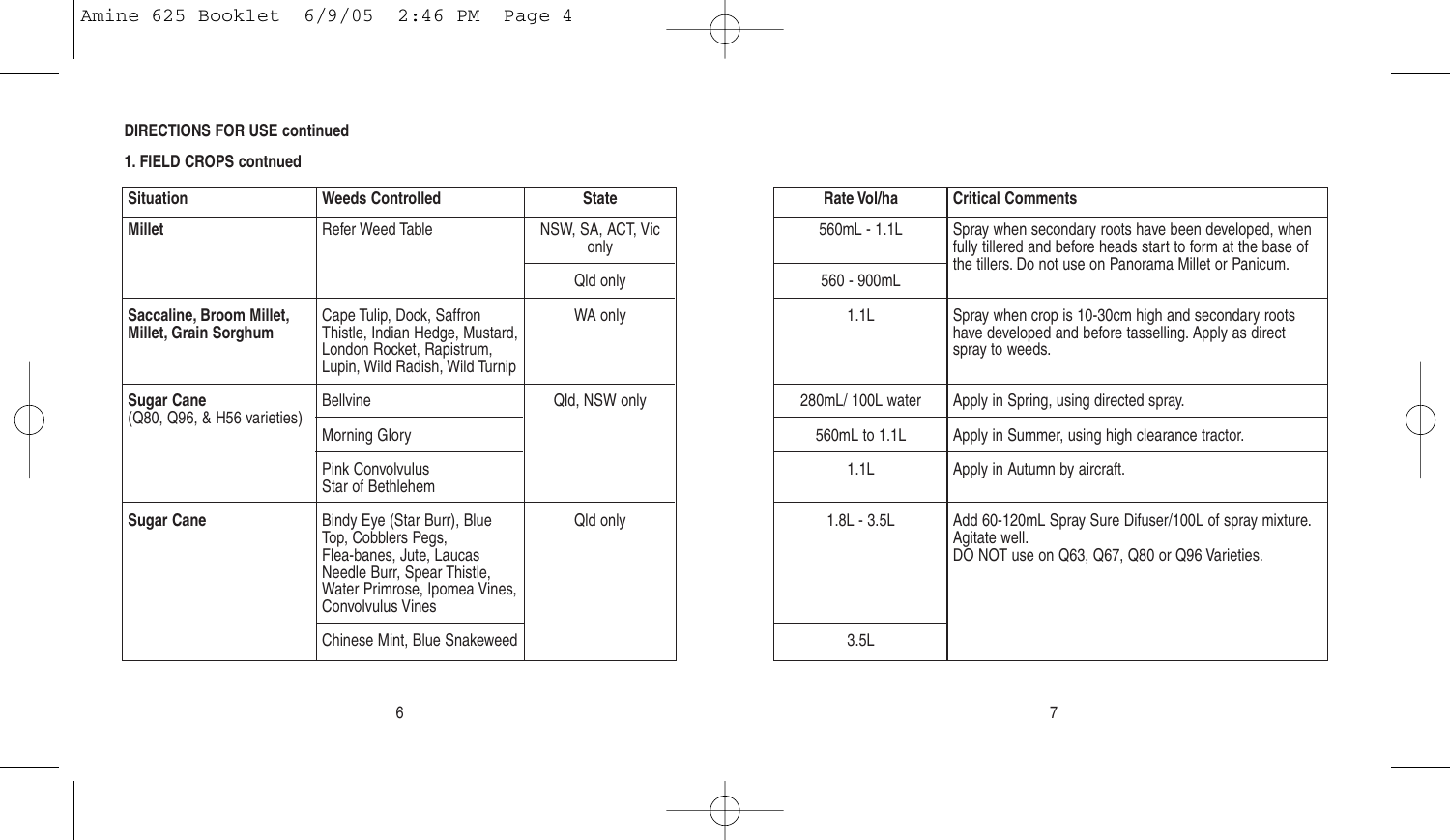**DIRECTIONS FOR USE continued**

**1. FIELD CROPS contnued**

| Situation | Weeds Controlled | State | Rate Vol/ha | Critical Comments |
|---|---|---|---|---|
| **Millet** | Refer Weed Table | NSW, SA, ACT, Vic only | 560mL - 1.1L | Spray when secondary roots have been developed, when fully tillered and before heads start to form at the base of the tillers. Do not use on Panorama Millet or Panicum. |
| | | Qld only | 560 - 900mL | |
| **Saccaline, Broom Millet, Millet, Grain Sorghum** | Cape Tulip, Dock, Saffron Thistle, Indian Hedge, Mustard, London Rocket, Rapistrum, Lupin, Wild Radish, Wild Turnip | WA only | 1.1L | Spray when crop is 10-30cm high and secondary roots have developed and before tasselling. Apply as direct spray to weeds. |
| **Sugar Cane** (Q80, Q96, & H56 varieties) | Bellvine | Qld, NSW only | 280mL/ 100L water | Apply in Spring, using directed spray. |
| | Morning Glory | | 560mL to 1.1L | Apply in Summer, using high clearance tractor. |
| | Pink Convolvulus Star of Bethlehem | | 1.1L | Apply in Autumn by aircraft. |
| **Sugar Cane** | Bindy Eye (Star Burr), Blue Top, Cobblers Pegs, Flea-banes, Jute, Laucas Needle Burr, Spear Thistle, Water Primrose, Ipomea Vines, Convolvulus Vines | Qld only | 1.8L - 3.5L | Add 60-120mL Spray Sure Difuser/100L of spray mixture. Agitate well. DO NOT use on Q63, Q67, Q80 or Q96 Varieties. |
| | Chinese Mint, Blue Snakeweed | | 3.5L | |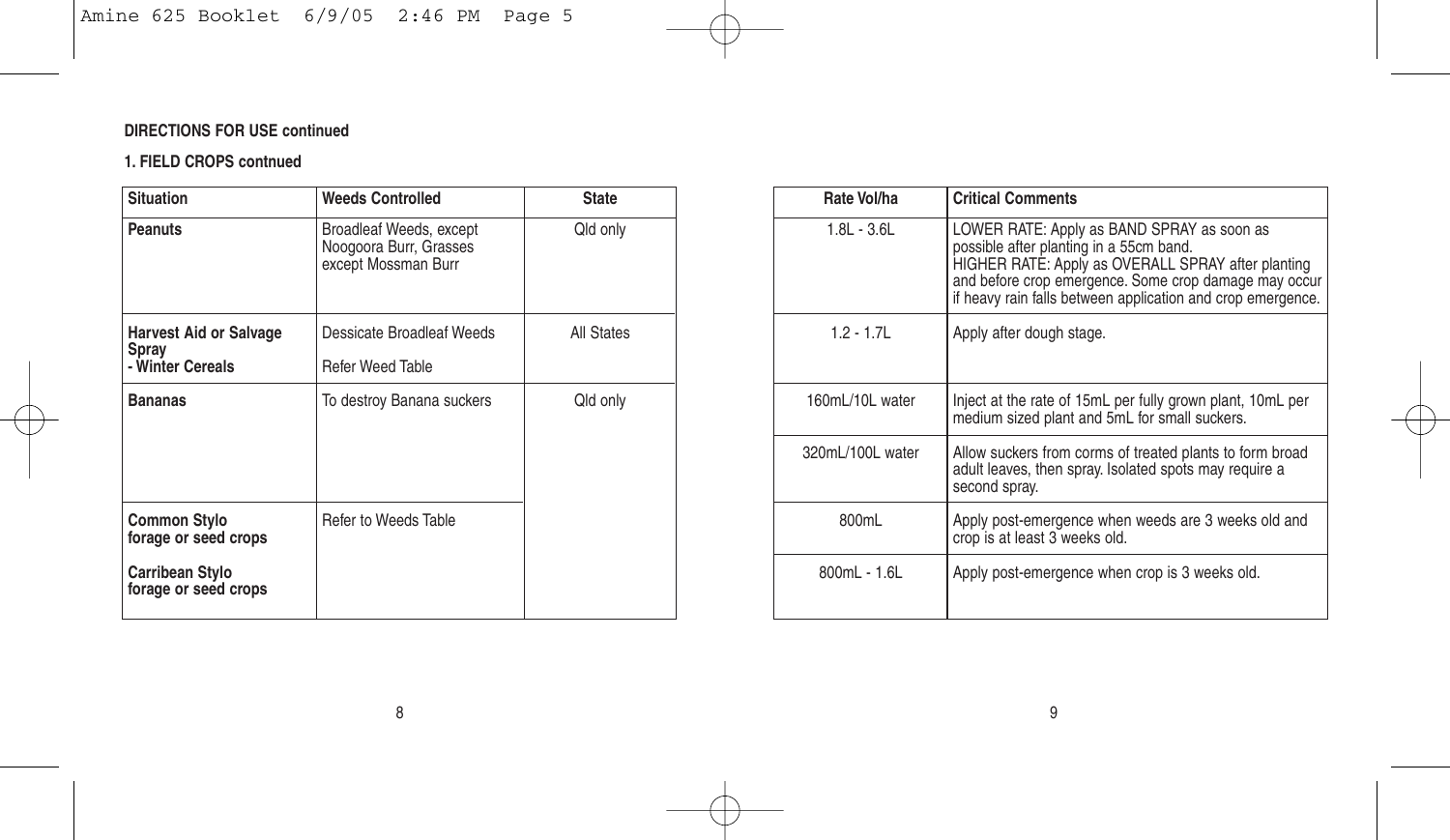**DIRECTIONS FOR USE continued**

**1. FIELD CROPS contnued**

| Situation | Weeds Controlled | State | Rate Vol/ha | Critical Comments |
|---|---|---|---|---|
| **Peanuts** | Broadleaf Weeds, except Noogoora Burr, Grasses except Mossman Burr | Qld only | 1.8L - 3.6L | LOWER RATE: Apply as BAND SPRAY as soon as possible after planting in a 55cm band. HIGHER RATE: Apply as OVERALL SPRAY after planting and before crop emergence. Some crop damage may occur if heavy rain falls between application and crop emergence. |
| **Harvest Aid or Salvage Spray - Winter Cereals** | Dessicate Broadleaf Weeds<br>Refer Weed Table | All States | 1.2 - 1.7L | Apply after dough stage. |
| **Bananas** | To destroy Banana suckers | Qld only | 160mL/10L water | Inject at the rate of 15mL per fully grown plant, 10mL per medium sized plant and 5mL for small suckers. |
| | | | 320mL/100L water | Allow suckers from corms of treated plants to form broad adult leaves, then spray. Isolated spots may require a second spray. |
| **Common Stylo forage or seed crops** | Refer to Weeds Table | | 800mL | Apply post-emergence when weeds are 3 weeks old and crop is at least 3 weeks old. |
| **Carribean Stylo forage or seed crops** | | | 800mL - 1.6L | Apply post-emergence when crop is 3 weeks old. |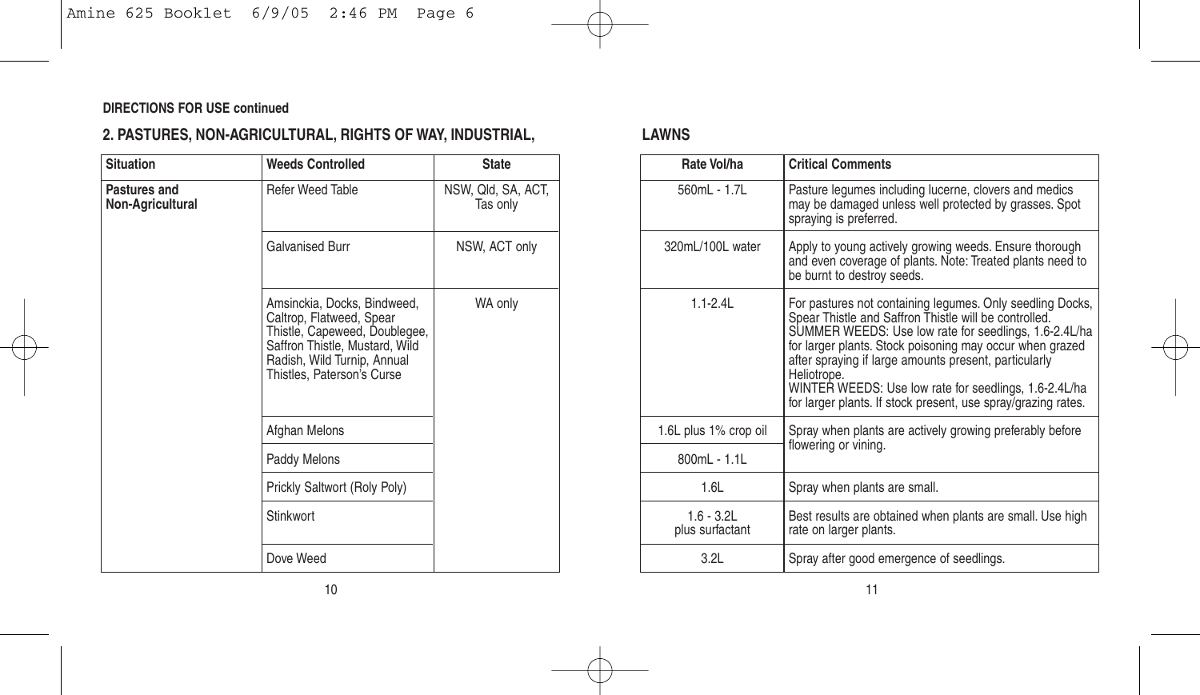DIRECTIONS FOR USE continued

## 2. PASTURES, NON-AGRICULTURAL, RIGHTS OF WAY, INDUSTRIAL, LAWNS

| Situation | Weeds Controlled | State | Rate Vol/ha | Critical Comments |
|---|---|---|---|---|
| **Pastures and Non-Agricultural** | Refer Weed Table | NSW, Qld, SA, ACT, Tas only | 560mL - 1.7L | Pasture legumes including lucerne, clovers and medics may be damaged unless well protected by grasses. Spot spraying is preferred. |
| | Galvanised Burr | NSW, ACT only | 320mL/100L water | Apply to young actively growing weeds. Ensure thorough and even coverage of plants. Note: Treated plants need to be burnt to destroy seeds. |
| | Amsinckia, Docks, Bindweed, Caltrop, Flatweed, Spear Thistle, Capeweed, Doublegee, Saffron Thistle, Mustard, Wild Radish, Wild Turnip, Annual Thistles, Paterson's Curse | WA only | 1.1-2.4L | For pastures not containing legumes. Only seedling Docks, Spear Thistle and Saffron Thistle will be controlled. SUMMER WEEDS: Use low rate for seedlings, 1.6-2.4L/ha for larger plants. Stock poisoning may occur when grazed after spraying if large amounts present, particularly Heliotrope. WINTER WEEDS: Use low rate for seedlings, 1.6-2.4L/ha for larger plants. If stock present, use spray/grazing rates. |
| | Afghan Melons | | 1.6L plus 1% crop oil | Spray when plants are actively growing preferably before flowering or vining. |
| | Paddy Melons | | 800mL - 1.1L | |
| | Prickly Saltwort (Roly Poly) | | 1.6L | Spray when plants are small. |
| | Stinkwort | | 1.6 - 3.2L plus surfactant | Best results are obtained when plants are small. Use high rate on larger plants. |
| | Dove Weed | | 3.2L | Spray after good emergence of seedlings. |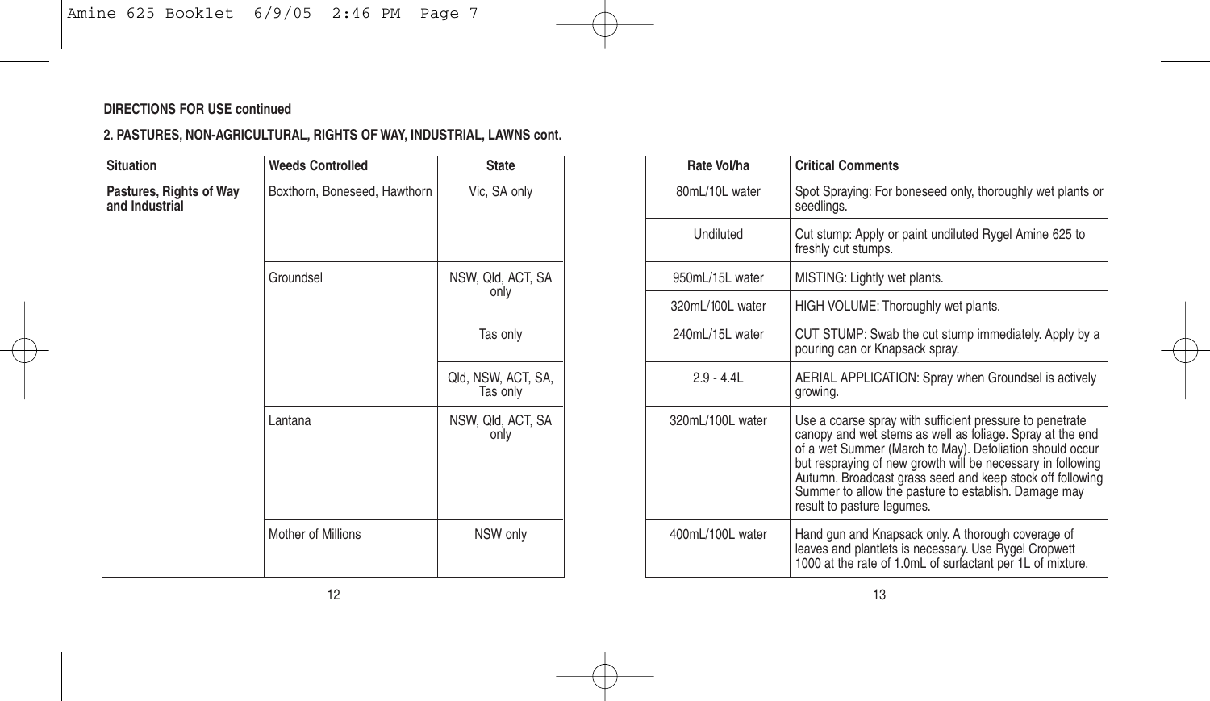DIRECTIONS FOR USE continued

**2. PASTURES, NON-AGRICULTURAL, RIGHTS OF WAY, INDUSTRIAL, LAWNS cont.**

| Situation | Weeds Controlled | State | Rate Vol/ha | Critical Comments |
|---|---|---|---|---|
| **Pastures, Rights of Way and Industrial** | Boxthorn, Boneseed, Hawthorn | Vic, SA only | 80mL/10L water | Spot Spraying: For boneseed only, thoroughly wet plants or seedlings. |
| | | | Undiluted | Cut stump: Apply or paint undiluted Rygel Amine 625 to freshly cut stumps. |
| | Groundsel | NSW, Qld, ACT, SA only | 950mL/15L water | MISTING: Lightly wet plants. |
| | | | 320mL/100L water | HIGH VOLUME: Thoroughly wet plants. |
| | | Tas only | 240mL/15L water | CUT STUMP: Swab the cut stump immediately. Apply by a pouring can or Knapsack spray. |
| | | Qld, NSW, ACT, SA, Tas only | 2.9 - 4.4L | AERIAL APPLICATION: Spray when Groundsel is actively growing. |
| | Lantana | NSW, Qld, ACT, SA only | 320mL/100L water | Use a coarse spray with sufficient pressure to penetrate canopy and wet stems as well as foliage. Spray at the end of a wet Summer (March to May). Defoliation should occur but respraying of new growth will be necessary in following Autumn. Broadcast grass seed and keep stock off following Summer to allow the pasture to establish. Damage may result to pasture legumes. |
| | Mother of Millions | NSW only | 400mL/100L water | Hand gun and Knapsack only. A thorough coverage of leaves and plantlets is necessary. Use Rygel Cropwett 1000 at the rate of 1.0mL of surfactant per 1L of mixture. |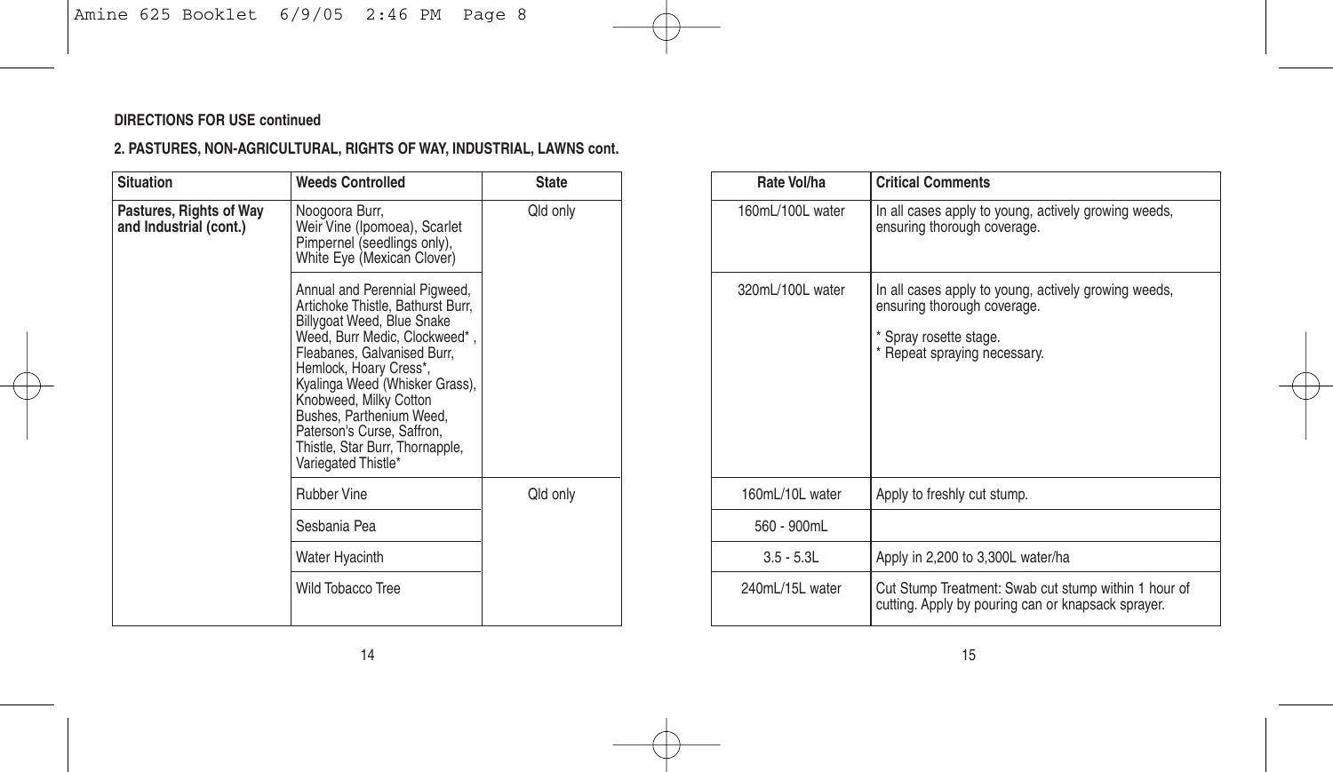**DIRECTIONS FOR USE continued**

**2. PASTURES, NON-AGRICULTURAL, RIGHTS OF WAY, INDUSTRIAL, LAWNS cont.**

| Situation | Weeds Controlled | State | Rate Vol/ha | Critical Comments |
|---|---|---|---|---|
| **Pastures, Rights of Way and Industrial (cont.)** | Noogoora Burr, Weir Vine (Ipomoea), Scarlet Pimpernel (seedlings only), White Eye (Mexican Clover) | Qld only | 160mL/100L water | In all cases apply to young, actively growing weeds, ensuring thorough coverage. |
| | Annual and Perennial Pigweed, Artichoke Thistle, Bathurst Burr, Billygoat Weed, Blue Snake Weed, Burr Medic, Clockweed*, Fleabanes, Galvanised Burr, Hemlock, Hoary Cress*, Kyalinga Weed (Whisker Grass), Knobweed, Milky Cotton Bushes, Parthenium Weed, Paterson's Curse, Saffron, Thistle, Star Burr, Thornapple, Variegated Thistle* | | 320mL/100L water | In all cases apply to young, actively growing weeds, ensuring thorough coverage.<br><br>* Spray rosette stage.<br>* Repeat spraying necessary. |
| | Rubber Vine | Qld only | 160mL/10L water | Apply to freshly cut stump. |
| | Sesbania Pea | | 560 - 900mL | |
| | Water Hyacinth | | 3.5 - 5.3L | Apply in 2,200 to 3,300L water/ha |
| | Wild Tobacco Tree | | 240mL/15L water | Cut Stump Treatment: Swab cut stump within 1 hour of cutting. Apply by pouring can or knapsack sprayer. |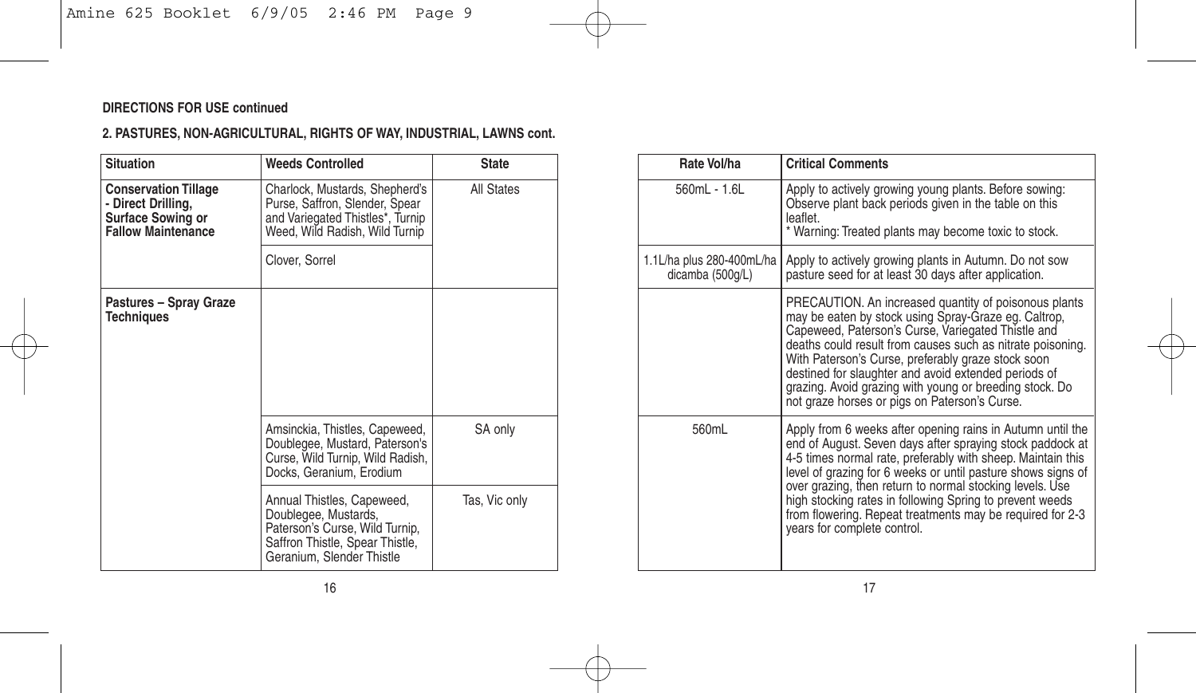**DIRECTIONS FOR USE continued**

**2. PASTURES, NON-AGRICULTURAL, RIGHTS OF WAY, INDUSTRIAL, LAWNS cont.**

| Situation | Weeds Controlled | State | Rate Vol/ha | Critical Comments |
|---|---|---|---|---|
| **Conservation Tillage - Direct Drilling, Surface Sowing or Fallow Maintenance** | Charlock, Mustards, Shepherd's Purse, Saffron, Slender, Spear and Variegated Thistles*, Turnip Weed, Wild Radish, Wild Turnip | All States | 560mL - 1.6L | Apply to actively growing young plants. Before sowing: Observe plant back periods given in the table on this leaflet.<br>* Warning: Treated plants may become toxic to stock. |
| | Clover, Sorrel | | 1.1L/ha plus 280-400mL/ha dicamba (500g/L) | Apply to actively growing plants in Autumn. Do not sow pasture seed for at least 30 days after application. |
| **Pastures – Spray Graze Techniques** | | | | PRECAUTION. An increased quantity of poisonous plants may be eaten by stock using Spray-Graze eg. Caltrop, Capeweed, Paterson's Curse, Variegated Thistle and deaths could result from causes such as nitrate poisoning. With Paterson's Curse, preferably graze stock soon destined for slaughter and avoid extended periods of grazing. Avoid grazing with young or breeding stock. Do not graze horses or pigs on Paterson's Curse. |
| | Amsinckia, Thistles, Capeweed, Doublegee, Mustard, Paterson's Curse, Wild Turnip, Wild Radish, Docks, Geranium, Erodium | SA only | 560mL | Apply from 6 weeks after opening rains in Autumn until the end of August. Seven days after spraying stock paddock at 4-5 times normal rate, preferably with sheep. Maintain this level of grazing for 6 weeks or until pasture shows signs of over grazing, then return to normal stocking levels. Use high stocking rates in following Spring to prevent weeds from flowering. Repeat treatments may be required for 2-3 years for complete control. |
| | Annual Thistles, Capeweed, Doublegee, Mustards, Paterson's Curse, Wild Turnip, Saffron Thistle, Spear Thistle, Geranium, Slender Thistle | Tas, Vic only | | |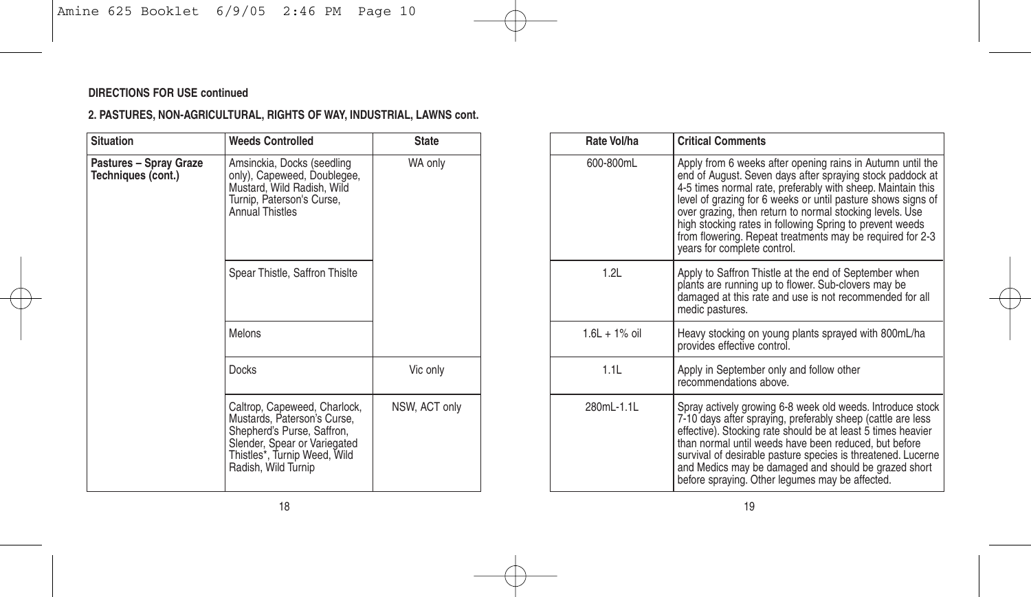**DIRECTIONS FOR USE continued**

**2. PASTURES, NON-AGRICULTURAL, RIGHTS OF WAY, INDUSTRIAL, LAWNS cont.**

| Situation | Weeds Controlled | State | Rate Vol/ha | Critical Comments |
|---|---|---|---|---|
| **Pastures – Spray Graze Techniques (cont.)** | Amsinckia, Docks (seedling only), Capeweed, Doublegee, Mustard, Wild Radish, Wild Turnip, Paterson's Curse, Annual Thistles | WA only | 600-800mL | Apply from 6 weeks after opening rains in Autumn until the end of August. Seven days after spraying stock paddock at 4-5 times normal rate, preferably with sheep. Maintain this level of grazing for 6 weeks or until pasture shows signs of over grazing, then return to normal stocking levels. Use high stocking rates in following Spring to prevent weeds from flowering. Repeat treatments may be required for 2-3 years for complete control. |
| | Spear Thistle, Saffron Thislte | | 1.2L | Apply to Saffron Thistle at the end of September when plants are running up to flower. Sub-clovers may be damaged at this rate and use is not recommended for all medic pastures. |
| | Melons | | 1.6L + 1% oil | Heavy stocking on young plants sprayed with 800mL/ha provides effective control. |
| | Docks | Vic only | 1.1L | Apply in September only and follow other recommendations above. |
| | Caltrop, Capeweed, Charlock, Mustards, Paterson's Curse, Shepherd's Purse, Saffron, Slender, Spear or Variegated Thistles*, Turnip Weed, Wild Radish, Wild Turnip | NSW, ACT only | 280mL-1.1L | Spray actively growing 6-8 week old weeds. Introduce stock 7-10 days after spraying, preferably sheep (cattle are less effective). Stocking rate should be at least 5 times heavier than normal until weeds have been reduced, but before survival of desirable pasture species is threatened. Lucerne and Medics may be damaged and should be grazed short before spraying. Other legumes may be affected. |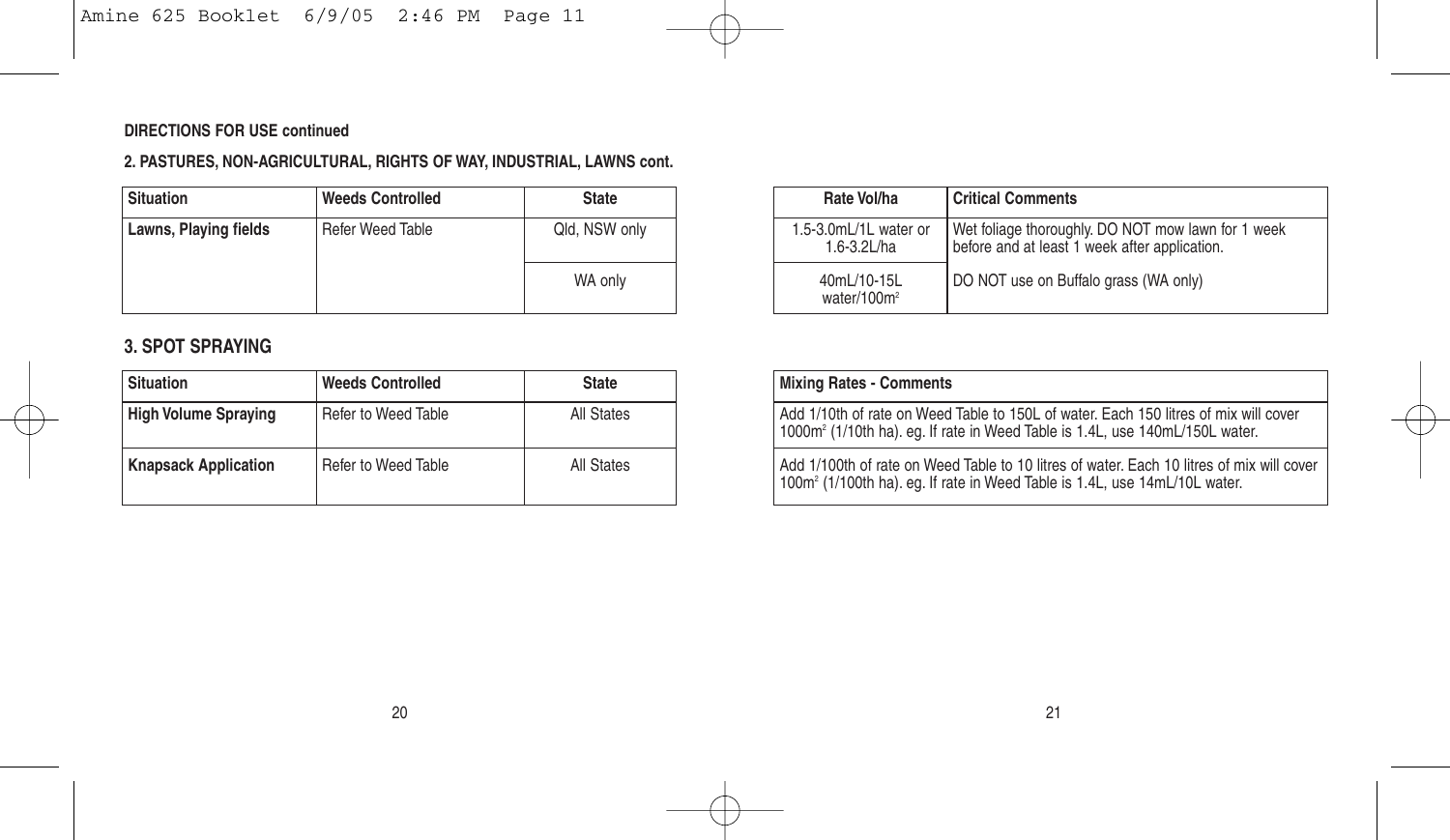**DIRECTIONS FOR USE continued**

**2. PASTURES, NON-AGRICULTURAL, RIGHTS OF WAY, INDUSTRIAL, LAWNS cont.**

| Situation | Weeds Controlled | State | Rate Vol/ha | Critical Comments |
|---|---|---|---|---|
| **Lawns, Playing fields** | Refer Weed Table | Qld, NSW only | 1.5-3.0mL/1L water or 1.6-3.2L/ha | Wet foliage thoroughly. DO NOT mow lawn for 1 week before and at least 1 week after application. |
| | | WA only | 40mL/10-15L water/100m$^2$ | DO NOT use on Buffalo grass (WA only) |

### 3. SPOT SPRAYING

| Situation | Weeds Controlled | State | Mixing Rates - Comments |
|---|---|---|---|
| **High Volume Spraying** | Refer to Weed Table | All States | Add 1/10th of rate on Weed Table to 150L of water. Each 150 litres of mix will cover 1000m$^2$ (1/10th ha). eg. If rate in Weed Table is 1.4L, use 140mL/150L water. |
| **Knapsack Application** | Refer to Weed Table | All States | Add 1/100th of rate on Weed Table to 10 litres of water. Each 10 litres of mix will cover 100m$^2$ (1/100th ha). eg. If rate in Weed Table is 1.4L, use 14mL/10L water. |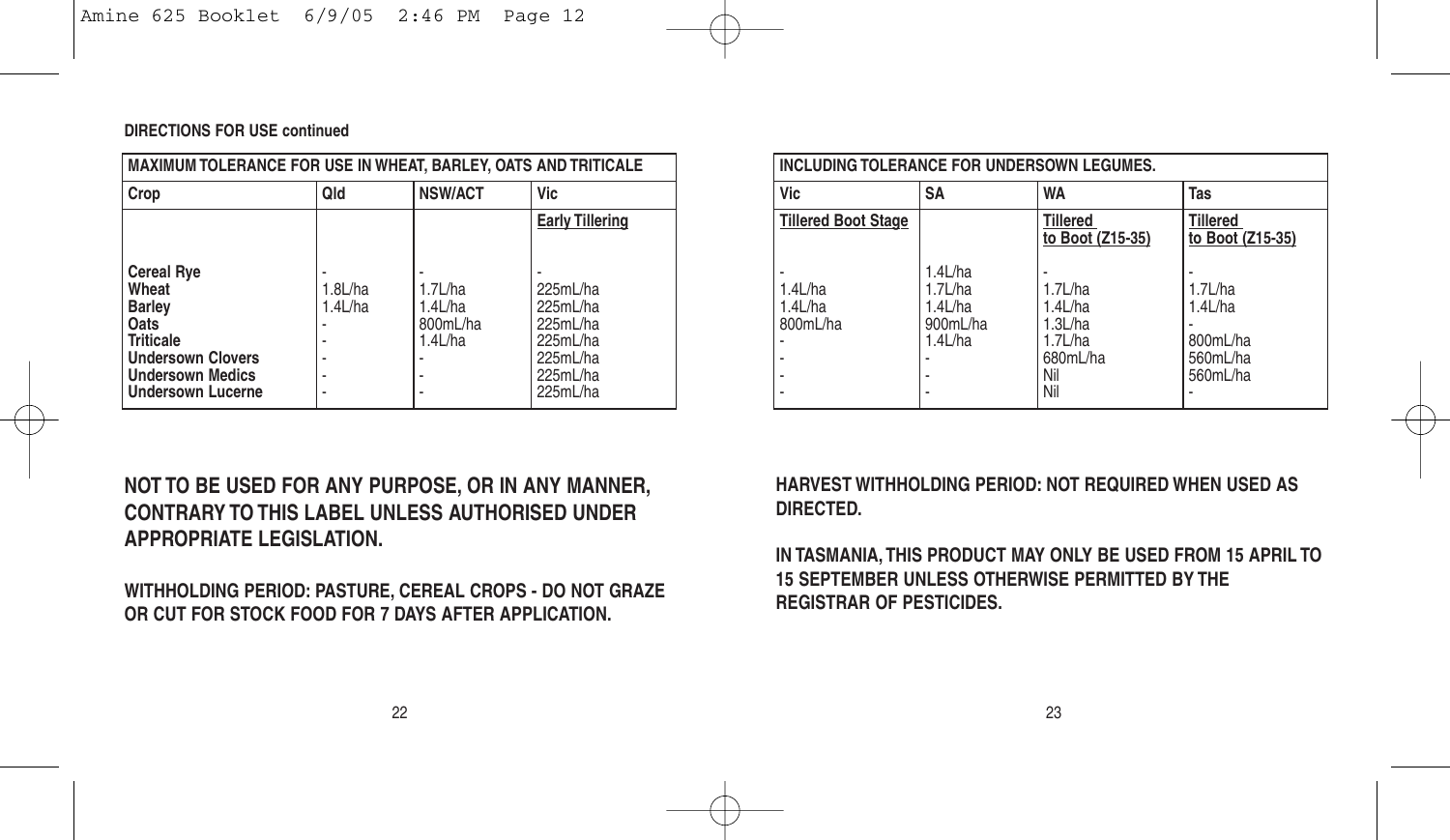**DIRECTIONS FOR USE continued**

| MAXIMUM TOLERANCE FOR USE IN WHEAT, BARLEY, OATS AND TRITICALE INCLUDING TOLERANCE FOR UNDERSOWN LEGUMES. | | | | | | | |
|---|---|---|---|---|---|---|---|
| **Crop** | **Qld** | **NSW/ACT** | **Vic** | **Vic** | **SA** | **WA** | **Tas** |
| | | | **Early Tillering** | **Tillered Boot Stage** | | **Tillered to Boot (Z15-35)** | **Tillered to Boot (Z15-35)** |
| **Cereal Rye** | - | - | - | - | 1.4L/ha | - | - |
| **Wheat** | 1.8L/ha | 1.7L/ha | 225mL/ha | 1.4L/ha | 1.7L/ha | 1.7L/ha | 1.7L/ha |
| **Barley** | 1.4L/ha | 1.4L/ha | 225mL/ha | 1.4L/ha | 1.4L/ha | 1.4L/ha | 1.4L/ha |
| **Oats** | - | 800mL/ha | 225mL/ha | 800mL/ha | 900mL/ha | 1.3L/ha | - |
| **Triticale** | - | 1.4L/ha | 225mL/ha | - | 1.4L/ha | 1.7L/ha | 800mL/ha |
| **Undersown Clovers** | - | - | 225mL/ha | - | - | 680mL/ha | 560mL/ha |
| **Undersown Medics** | - | - | 225mL/ha | - | - | Nil | 560mL/ha |
| **Undersown Lucerne** | - | - | 225mL/ha | - | - | Nil | - |

**NOT TO BE USED FOR ANY PURPOSE, OR IN ANY MANNER, CONTRARY TO THIS LABEL UNLESS AUTHORISED UNDER APPROPRIATE LEGISLATION.**

**WITHHOLDING PERIOD: PASTURE, CEREAL CROPS - DO NOT GRAZE OR CUT FOR STOCK FOOD FOR 7 DAYS AFTER APPLICATION.**

**HARVEST WITHHOLDING PERIOD: NOT REQUIRED WHEN USED AS DIRECTED.**

**IN TASMANIA, THIS PRODUCT MAY ONLY BE USED FROM 15 APRIL TO 15 SEPTEMBER UNLESS OTHERWISE PERMITTED BY THE REGISTRAR OF PESTICIDES.**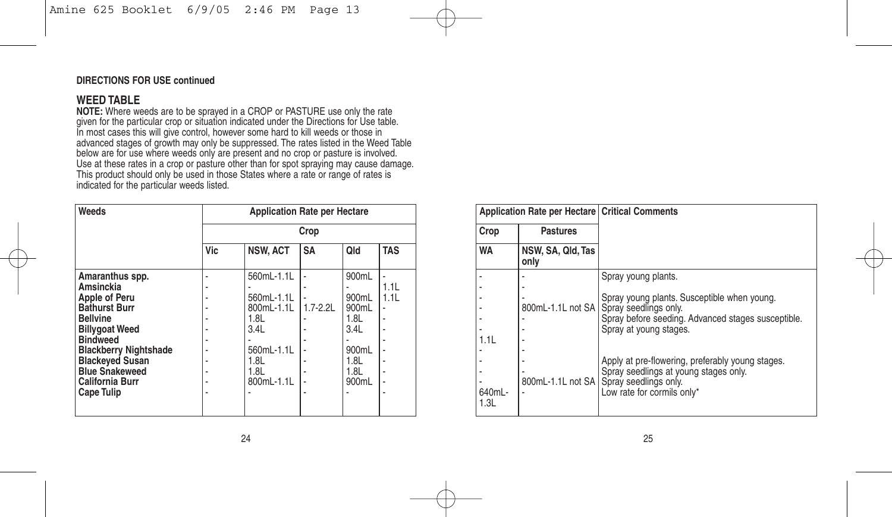**DIRECTIONS FOR USE continued**

## WEED TABLE

**NOTE:** Where weeds are to be sprayed in a CROP or PASTURE use only the rate given for the particular crop or situation indicated under the Directions for Use table. In most cases this will give control, however some hard to kill weeds or those in advanced stages of growth may only be suppressed. The rates listed in the Weed Table below are for use where weeds only are present and no crop or pasture is involved. Use at these rates in a crop or pasture other than for spot spraying may cause damage. This product should only be used in those States where a rate or range of rates is indicated for the particular weeds listed.

| Weeds | Application Rate per Hectare | | | | | | | Critical Comments |
|---|---|---|---|---|---|---|---|---|
| | Crop | | | | | | Pastures | |
| | Vic | NSW, ACT | SA | Qld | TAS | WA | NSW, SA, Qld, Tas only | |
| **Amaranthus spp.** | - | 560mL-1.1L | - | 900mL | - | - | - | Spray young plants. |
| **Amsinckia** | - | - | - | - | 1.1L | - | - | |
| **Apple of Peru** | - | 560mL-1.1L | - | 900mL | 1.1L | - | - | Spray young plants. Susceptible when young. |
| **Bathurst Burr** | - | 800mL-1.1L | 1.7-2.2L | 900mL | - | - | 800mL-1.1L not SA | Spray seedlings only. |
| **Bellvine** | - | 1.8L | - | 1.8L | - | - | - | Spray before seeding. Advanced stages susceptible. |
| **Billygoat Weed** | - | 3.4L | - | 3.4L | - | - | - | Spray at young stages. |
| **Bindweed** | - | - | - | - | - | 1.1L | - | |
| **Blackberry Nightshade** | - | 560mL-1.1L | - | 900mL | - | - | - | |
| **Blackeyed Susan** | - | 1.8L | - | 1.8L | - | - | - | Apply at pre-flowering, preferably young stages. |
| **Blue Snakeweed** | - | 1.8L | - | 1.8L | - | - | - | Spray seedlings at young stages only. |
| **California Burr** | - | 800mL-1.1L | - | 900mL | - | - | 800mL-1.1L not SA | Spray seedlings only. |
| **Cape Tulip** | - | - | - | - | - | 640mL-1.3L | - | Low rate for cormils only* |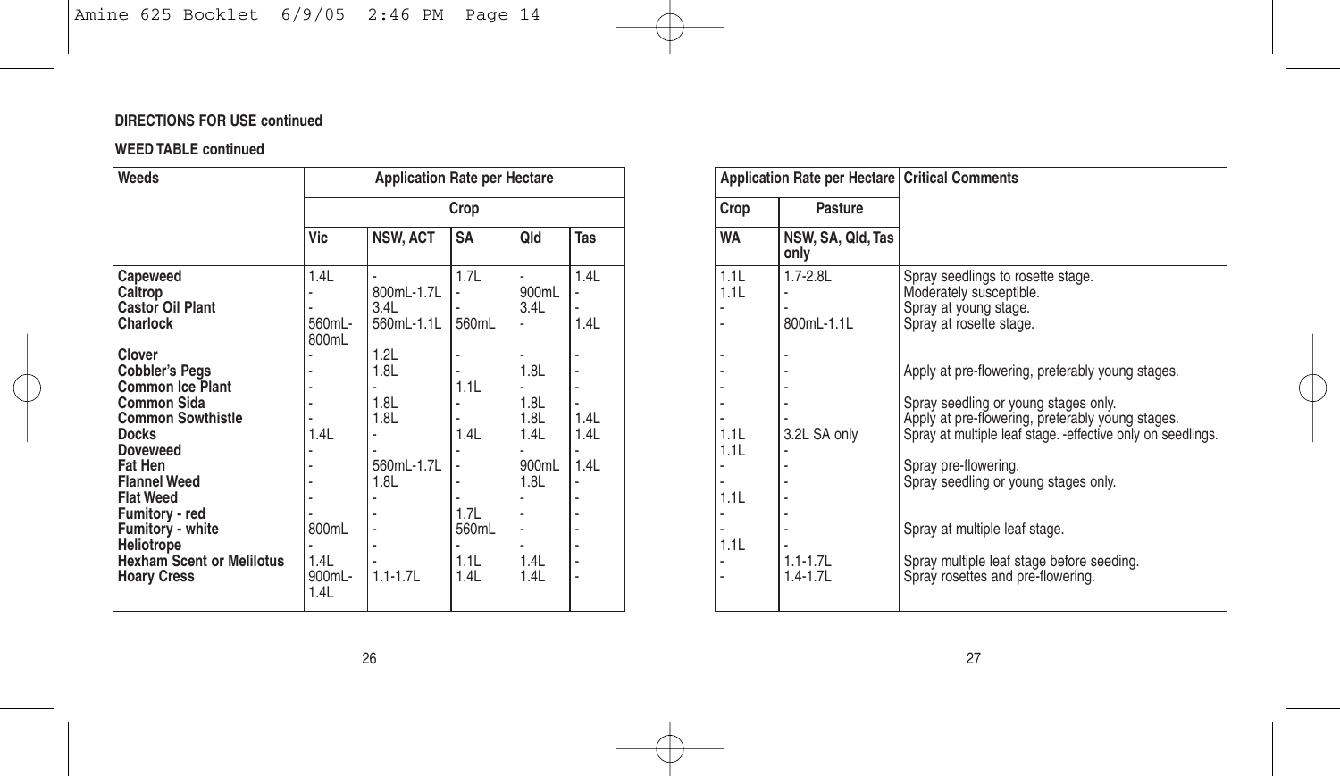**DIRECTIONS FOR USE continued**

**WEED TABLE continued**

| Weeds | Application Rate per Hectare | | | | | | | Critical Comments |
|---|---|---|---|---|---|---|---|---|
| | Crop | | | | | Crop | Pasture | |
| | Vic | NSW, ACT | SA | Qld | Tas | WA | NSW, SA, Qld, Tas only | |
| **Capeweed** | 1.4L | - | 1.7L | - | 1.4L | 1.1L | 1.7-2.8L | Spray seedlings to rosette stage. |
| **Caltrop** | - | 800mL-1.7L | - | 900mL | - | 1.1L | - | Moderately susceptible. |
| **Castor Oil Plant** | - | 3.4L | - | 3.4L | - | - | - | Spray at young stage. |
| **Charlock** | 560mL-800mL | 560mL-1.1L | 560mL | - | 1.4L | - | 800mL-1.1L | Spray at rosette stage. |
| **Clover** | - | 1.2L | - | - | - | - | - | |
| **Cobbler's Pegs** | - | 1.8L | - | 1.8L | - | - | - | Apply at pre-flowering, preferably young stages. |
| **Common Ice Plant** | - | - | 1.1L | - | - | - | - | |
| **Common Sida** | - | 1.8L | - | 1.8L | - | - | - | Spray seedling or young stages only. |
| **Common Sowthistle** | - | 1.8L | - | 1.8L | 1.4L | - | - | Apply at pre-flowering, preferably young stages. |
| **Docks** | 1.4L | - | 1.4L | 1.4L | 1.4L | 1.1L | 3.2L SA only | Spray at multiple leaf stage. -effective only on seedlings. |
| **Doveweed** | - | - | - | - | - | 1.1L | - | |
| **Fat Hen** | - | 560mL-1.7L | - | 900mL | 1.4L | - | - | Spray pre-flowering. |
| **Flannel Weed** | - | 1.8L | - | 1.8L | - | - | - | Spray seedling or young stages only. |
| **Flat Weed** | - | - | - | - | - | 1.1L | - | |
| **Fumitory - red** | - | - | 1.7L | - | - | - | - | |
| **Fumitory - white** | 800mL | - | 560mL | - | - | - | - | Spray at multiple leaf stage. |
| **Heliotrope** | - | - | - | - | - | 1.1L | - | |
| **Hexham Scent or Melilotus** | 1.4L | - | 1.1L | 1.4L | - | - | 1.1-1.7L | Spray multiple leaf stage before seeding. |
| **Hoary Cress** | 900mL-1.4L | 1.1-1.7L | 1.4L | 1.4L | - | - | 1.4-1.7L | Spray rosettes and pre-flowering. |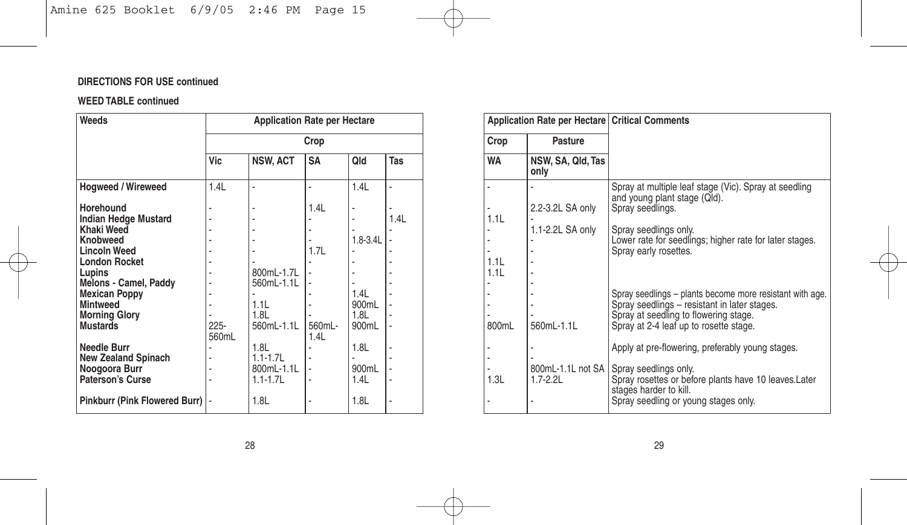**DIRECTIONS FOR USE continued**

**WEED TABLE continued**

| Weeds | Application Rate per Hectare | | | | | | | Critical Comments |
|---|---|---|---|---|---|---|---|---|
| | Crop | | | | | | Pasture | |
| | Vic | NSW, ACT | SA | Qld | Tas | WA | NSW, SA, Qld, Tas only | |
| **Hogweed / Wireweed** | 1.4L | - | - | 1.4L | - | - | - | Spray at multiple leaf stage (Vic). Spray at seedling and young plant stage (Qld). |
| **Horehound** | - | - | 1.4L | - | - | - | 2.2-3.2L SA only | Spray seedlings. |
| **Indian Hedge Mustard** | - | - | - | - | 1.4L | 1.1L | - | |
| **Khaki Weed** | - | - | - | - | - | - | 1.1-2.2L SA only | Spray seedlings only. |
| **Knobweed** | - | - | - | 1.8-3.4L | - | - | - | Lower rate for seedlings; higher rate for later stages. |
| **Lincoln Weed** | - | - | 1.7L | - | - | - | - | Spray early rosettes. |
| **London Rocket** | - | - | - | - | - | 1.1L | - | |
| **Lupins** | - | 800mL-1.7L | - | - | - | 1.1L | - | |
| **Melons - Camel, Paddy** | - | 560mL-1.1L | - | - | - | - | - | |
| **Mexican Poppy** | - | - | - | 1.4L | - | - | - | Spray seedlings – plants become more resistant with age. |
| **Mintweed** | - | 1.1L | - | 900mL | - | - | - | Spray seedlings – resistant in later stages. |
| **Morning Glory** | - | 1.8L | - | 1.8L | - | - | - | Spray at seedling to flowering stage. |
| **Mustards** | 225-560mL | 560mL-1.1L | 560mL-1.4L | 900mL | - | 800mL | 560mL-1.1L | Spray at 2-4 leaf up to rosette stage. |
| **Needle Burr** | - | 1.8L | - | 1.8L | - | - | - | Apply at pre-flowering, preferably young stages. |
| **New Zealand Spinach** | - | 1.1-1.7L | - | - | - | - | - | |
| **Noogoora Burr** | - | 800mL-1.1L | - | 900mL | - | - | 800mL-1.1L not SA | Spray seedlings only. |
| **Paterson's Curse** | - | 1.1-1.7L | - | 1.4L | - | 1.3L | 1.7-2.2L | Spray rosettes or before plants have 10 leaves.Later stages harder to kill. |
| **Pinkburr (Pink Flowered Burr)** | - | 1.8L | - | 1.8L | - | - | - | Spray seedling or young stages only. |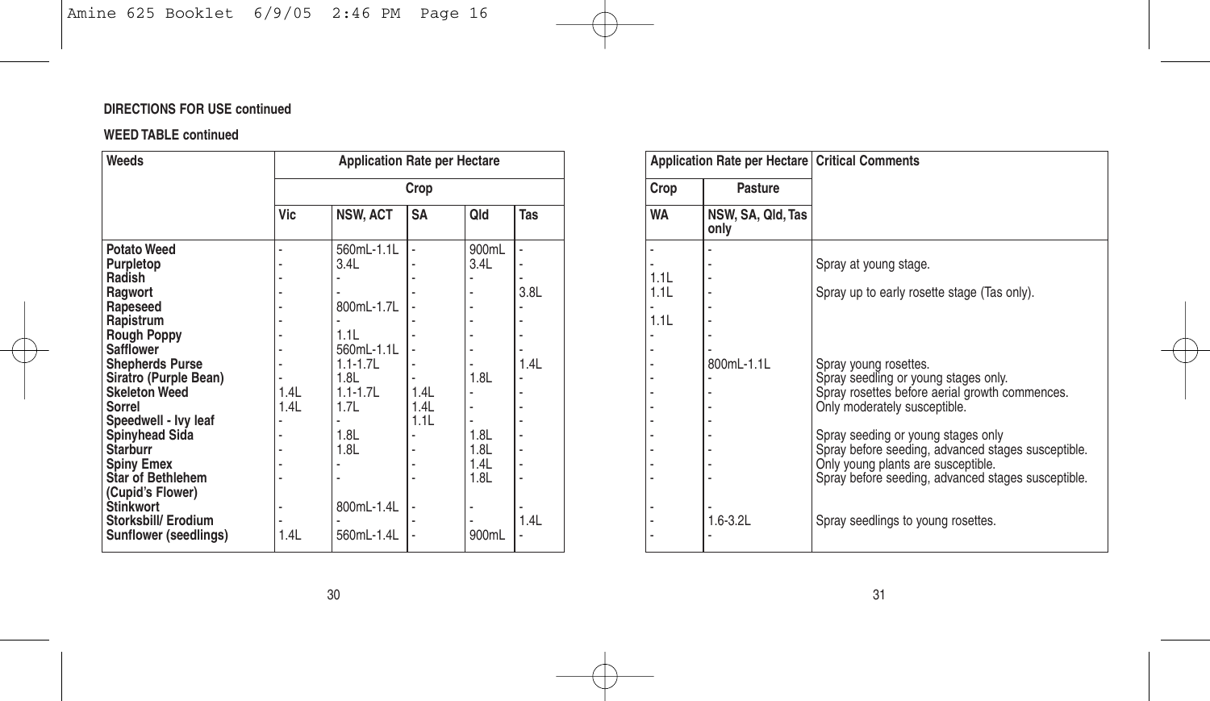**DIRECTIONS FOR USE continued**

**WEED TABLE continued**

| Weeds | Application Rate per Hectare | | | | | Application Rate per Hectare | | Critical Comments |
|---|---|---|---|---|---|---|---|---|
| | Crop | | | | | Crop | Pasture | |
| | Vic | NSW, ACT | SA | Qld | Tas | WA | NSW, SA, Qld, Tas only | |
| **Potato Weed** | - | 560mL-1.1L | - | 900mL | - | - | - | |
| **Purpletop** | - | 3.4L | - | 3.4L | - | - | - | Spray at young stage. |
| **Radish** | - | - | - | - | - | 1.1L | - | |
| **Ragwort** | - | - | - | - | 3.8L | 1.1L | - | Spray up to early rosette stage (Tas only). |
| **Rapeseed** | - | 800mL-1.7L | - | - | - | - | - | |
| **Rapistrum** | - | - | - | - | - | 1.1L | - | |
| **Rough Poppy** | - | 1.1L | - | - | - | - | - | |
| **Safflower** | - | 560mL-1.1L | - | - | - | - | - | |
| **Shepherds Purse** | - | 1.1-1.7L | - | - | 1.4L | - | 800mL-1.1L | Spray young rosettes. |
| **Siratro (Purple Bean)** | - | 1.8L | - | 1.8L | - | - | - | Spray seedling or young stages only. |
| **Skeleton Weed** | 1.4L | 1.1-1.7L | 1.4L | - | - | - | - | Spray rosettes before aerial growth commences. |
| **Sorrel** | 1.4L | 1.7L | 1.4L | - | - | - | - | Only moderately susceptible. |
| **Speedwell - Ivy leaf** | - | - | 1.1L | - | - | - | - | |
| **Spinyhead Sida** | - | 1.8L | - | 1.8L | - | - | - | Spray seeding or young stages only |
| **Starburr** | - | 1.8L | - | 1.8L | - | - | - | Spray before seeding, advanced stages susceptible. |
| **Spiny Emex** | - | - | - | 1.4L | - | - | - | Only young plants are susceptible. |
| **Star of Bethlehem (Cupid's Flower)** | - | - | - | 1.8L | - | - | - | Spray before seeding, advanced stages susceptible. |
| **Stinkwort** | - | 800mL-1.4L | - | - | - | - | - | |
| **Storksbill/ Erodium** | - | - | - | - | 1.4L | - | 1.6-3.2L | Spray seedlings to young rosettes. |
| **Sunflower (seedlings)** | 1.4L | 560mL-1.4L | - | 900mL | - | - | - | |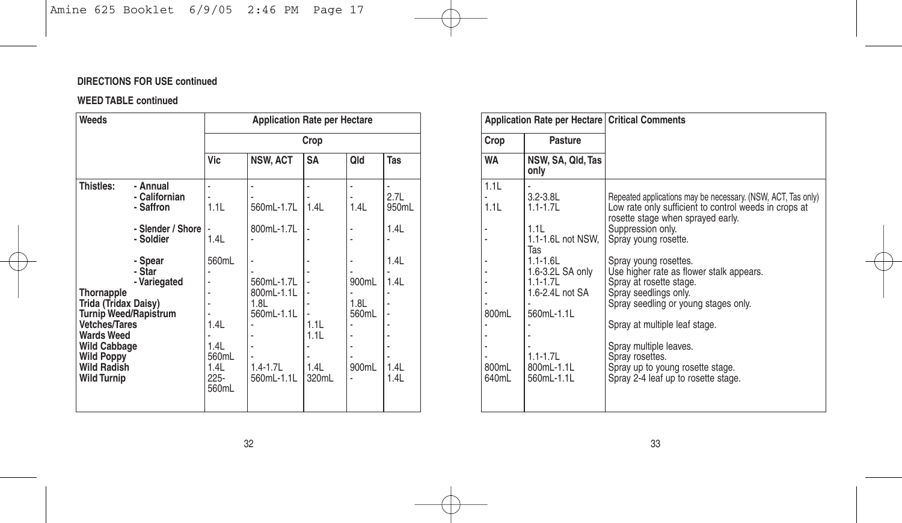**DIRECTIONS FOR USE continued**

**WEED TABLE continued**

| Weeds | Application Rate per Hectare | | | | | | | Critical Comments |
|---|---|---|---|---|---|---|---|---|
| | Crop | | | | | | Pasture | |
| | Vic | NSW, ACT | SA | Qld | Tas | WA | NSW, SA, Qld, Tas only | |
| **Thistles: - Annual** | - | - | - | - | - | 1.1L | - | |
| **- Californian** | - | - | - | - | 2.7L | - | 3.2-3.8L | Repeated applications may be necessary. (NSW, ACT, Tas only) |
| **- Saffron** | 1.1L | 560mL-1.7L | 1.4L | 1.4L | 950mL | 1.1L | 1.1-1.7L | Low rate only sufficient to control weeds in crops at rosette stage when sprayed early. |
| **- Slender / Shore** | - | 800mL-1.7L | - | - | 1.4L | - | 1.1L | Suppression only. |
| **- Soldier** | 1.4L | - | - | - | - | - | 1.1-1.6L not NSW, Tas | Spray young rosette. |
| **- Spear** | 560mL | - | - | - | 1.4L | - | 1.1-1.6L | Spray young rosettes. |
| **- Star** | - | - | - | - | - | - | 1.6-3.2L SA only | Use higher rate as flower stalk appears. |
| **- Variegated** | - | 560mL-1.7L | - | 900mL | 1.4L | - | 1.1-1.7L | Spray at rosette stage. |
| **Thornapple** | - | 800mL-1.1L | - | - | - | - | 1.6-2.4L not SA | Spray seedlings only. |
| **Trida (Tridax Daisy)** | - | 1.8L | - | 1.8L | - | - | - | Spray seedling or young stages only. |
| **Turnip Weed/Rapistrum** | - | 560mL-1.1L | - | 560mL | - | 800mL | 560mL-1.1L | |
| **Vetches/Tares** | 1.4L | - | 1.1L | - | - | - | - | Spray at multiple leaf stage. |
| **Wards Weed** | - | - | 1.1L | - | - | - | - | |
| **Wild Cabbage** | 1.4L | - | - | - | - | - | - | Spray multiple leaves. |
| **Wild Poppy** | 560mL | - | - | - | - | - | 1.1-1.7L | Spray rosettes. |
| **Wild Radish** | 1.4L | 1.4-1.7L | 1.4L | 900mL | 1.4L | 800mL | 800mL-1.1L | Spray up to young rosette stage. |
| **Wild Turnip** | 225-560mL | 560mL-1.1L | 320mL | - | 1.4L | 640mL | 560mL-1.1L | Spray 2-4 leaf up to rosette stage. |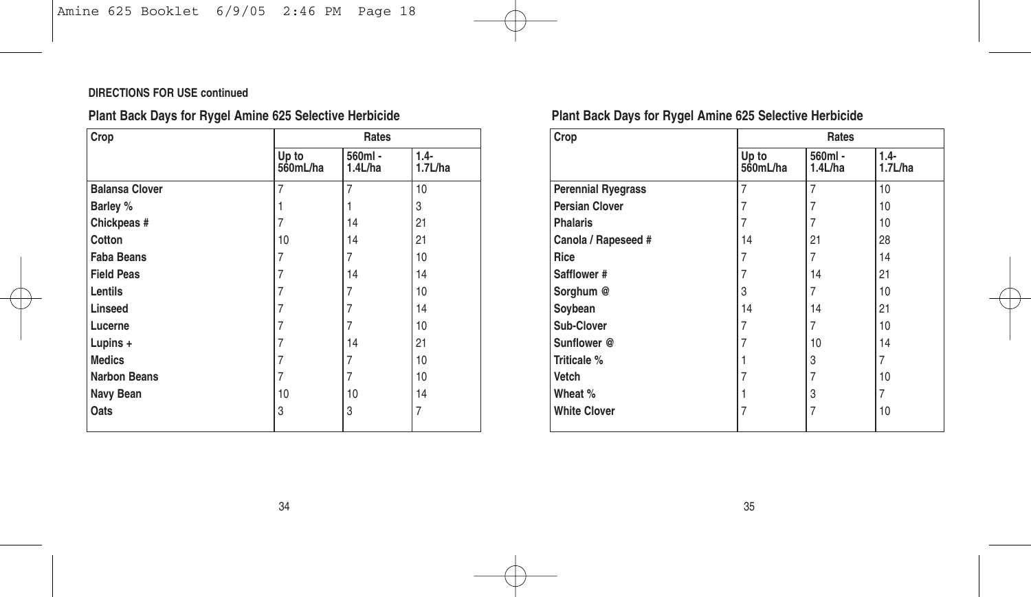DIRECTIONS FOR USE continued

## Plant Back Days for Rygel Amine 625 Selective Herbicide

| Crop | Rates | | |
|---|---|---|---|
| | Up to 560mL/ha | 560ml - 1.4L/ha | 1.4-1.7L/ha |
| **Balansa Clover** | 7 | 7 | 10 |
| **Barley %** | 1 | 1 | 3 |
| **Chickpeas #** | 7 | 14 | 21 |
| **Cotton** | 10 | 14 | 21 |
| **Faba Beans** | 7 | 7 | 10 |
| **Field Peas** | 7 | 14 | 14 |
| **Lentils** | 7 | 7 | 10 |
| **Linseed** | 7 | 7 | 14 |
| **Lucerne** | 7 | 7 | 10 |
| **Lupins +** | 7 | 14 | 21 |
| **Medics** | 7 | 7 | 10 |
| **Narbon Beans** | 7 | 7 | 10 |
| **Navy Bean** | 10 | 10 | 14 |
| **Oats** | 3 | 3 | 7 |

## Plant Back Days for Rygel Amine 625 Selective Herbicide

| Crop | Rates | | |
|---|---|---|---|
| | Up to 560mL/ha | 560ml - 1.4L/ha | 1.4-1.7L/ha |
| **Perennial Ryegrass** | 7 | 7 | 10 |
| **Persian Clover** | 7 | 7 | 10 |
| **Phalaris** | 7 | 7 | 10 |
| **Canola / Rapeseed #** | 14 | 21 | 28 |
| **Rice** | 7 | 7 | 14 |
| **Safflower #** | 7 | 14 | 21 |
| **Sorghum @** | 3 | 7 | 10 |
| **Soybean** | 14 | 14 | 21 |
| **Sub-Clover** | 7 | 7 | 10 |
| **Sunflower @** | 7 | 10 | 14 |
| **Triticale %** | 1 | 3 | 7 |
| **Vetch** | 7 | 7 | 10 |
| **Wheat %** | 1 | 3 | 7 |
| **White Clover** | 7 | 7 | 10 |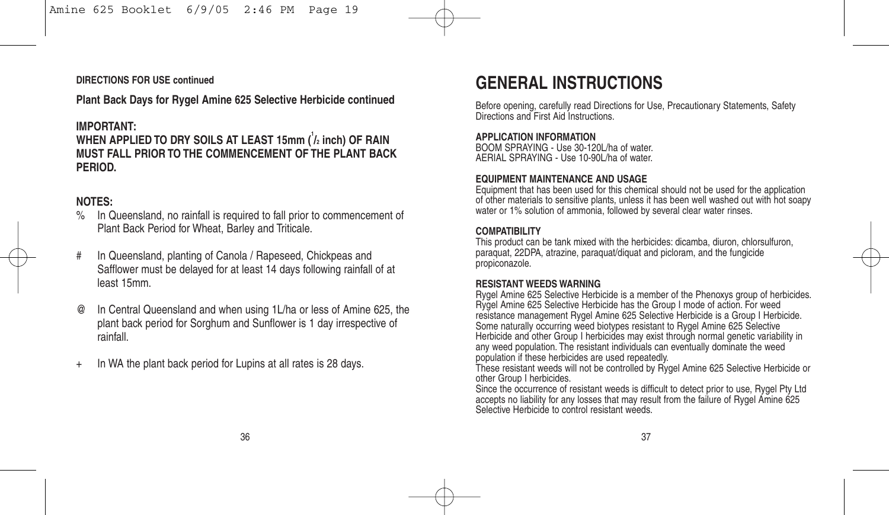**DIRECTIONS FOR USE continued**

**Plant Back Days for Rygel Amine 625 Selective Herbicide continued**

**IMPORTANT:**
**WHEN APPLIED TO DRY SOILS AT LEAST 15mm (1/2 inch) OF RAIN MUST FALL PRIOR TO THE COMMENCEMENT OF THE PLANT BACK PERIOD.**

**NOTES:**

% In Queensland, no rainfall is required to fall prior to commencement of Plant Back Period for Wheat, Barley and Triticale.

# In Queensland, planting of Canola / Rapeseed, Chickpeas and Safflower must be delayed for at least 14 days following rainfall of at least 15mm.

@ In Central Queensland and when using 1L/ha or less of Amine 625, the plant back period for Sorghum and Sunflower is 1 day irrespective of rainfall.

+ In WA the plant back period for Lupins at all rates is 28 days.

# GENERAL INSTRUCTIONS

Before opening, carefully read Directions for Use, Precautionary Statements, Safety Directions and First Aid Instructions.

**APPLICATION INFORMATION**
BOOM SPRAYING - Use 30-120L/ha of water.
AERIAL SPRAYING - Use 10-90L/ha of water.

**EQUIPMENT MAINTENANCE AND USAGE**
Equipment that has been used for this chemical should not be used for the application of other materials to sensitive plants, unless it has been well washed out with hot soapy water or 1% solution of ammonia, followed by several clear water rinses.

**COMPATIBILITY**
This product can be tank mixed with the herbicides: dicamba, diuron, chlorsulfuron, paraquat, 22DPA, atrazine, paraquat/diquat and picloram, and the fungicide propiconazole.

**RESISTANT WEEDS WARNING**
Rygel Amine 625 Selective Herbicide is a member of the Phenoxys group of herbicides. Rygel Amine 625 Selective Herbicide has the Group I mode of action. For weed resistance management Rygel Amine 625 Selective Herbicide is a Group I Herbicide. Some naturally occurring weed biotypes resistant to Rygel Amine 625 Selective Herbicide and other Group I herbicides may exist through normal genetic variability in any weed population. The resistant individuals can eventually dominate the weed population if these herbicides are used repeatedly.
These resistant weeds will not be controlled by Rygel Amine 625 Selective Herbicide or other Group I herbicides.
Since the occurrence of resistant weeds is difficult to detect prior to use, Rygel Pty Ltd accepts no liability for any losses that may result from the failure of Rygel Amine 625 Selective Herbicide to control resistant weeds.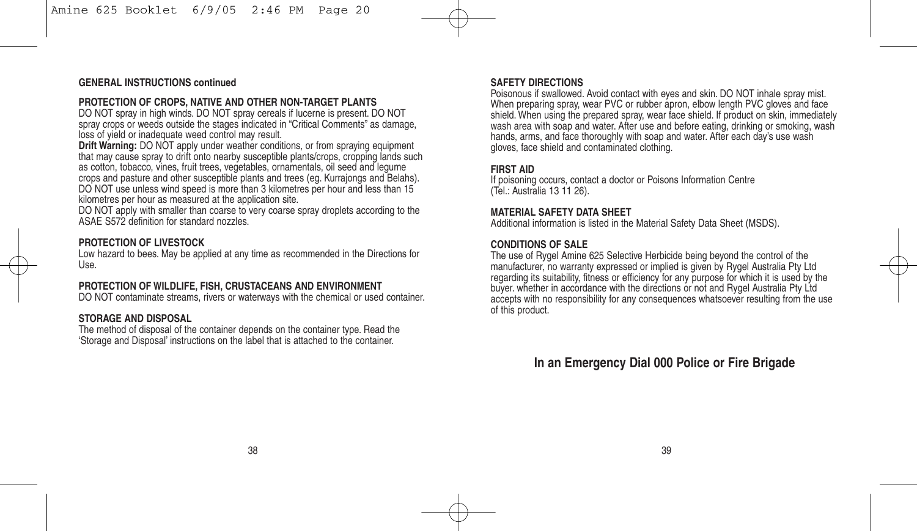**GENERAL INSTRUCTIONS continued**

**PROTECTION OF CROPS, NATIVE AND OTHER NON-TARGET PLANTS**

DO NOT spray in high winds. DO NOT spray cereals if lucerne is present. DO NOT spray crops or weeds outside the stages indicated in "Critical Comments" as damage, loss of yield or inadequate weed control may result.

**Drift Warning:** DO NOT apply under weather conditions, or from spraying equipment that may cause spray to drift onto nearby susceptible plants/crops, cropping lands such as cotton, tobacco, vines, fruit trees, vegetables, ornamentals, oil seed and legume crops and pasture and other susceptible plants and trees (eg. Kurrajongs and Belahs). DO NOT use unless wind speed is more than 3 kilometres per hour and less than 15 kilometres per hour as measured at the application site.

DO NOT apply with smaller than coarse to very coarse spray droplets according to the ASAE S572 definition for standard nozzles.

**PROTECTION OF LIVESTOCK**

Low hazard to bees. May be applied at any time as recommended in the Directions for Use.

**PROTECTION OF WILDLIFE, FISH, CRUSTACEANS AND ENVIRONMENT**

DO NOT contaminate streams, rivers or waterways with the chemical or used container.

**STORAGE AND DISPOSAL**

The method of disposal of the container depends on the container type. Read the 'Storage and Disposal' instructions on the label that is attached to the container.

**SAFETY DIRECTIONS**

Poisonous if swallowed. Avoid contact with eyes and skin. DO NOT inhale spray mist. When preparing spray, wear PVC or rubber apron, elbow length PVC gloves and face shield. When using the prepared spray, wear face shield. If product on skin, immediately wash area with soap and water. After use and before eating, drinking or smoking, wash hands, arms, and face thoroughly with soap and water. After each day's use wash gloves, face shield and contaminated clothing.

**FIRST AID**

If poisoning occurs, contact a doctor or Poisons Information Centre (Tel.: Australia 13 11 26).

**MATERIAL SAFETY DATA SHEET**

Additional information is listed in the Material Safety Data Sheet (MSDS).

**CONDITIONS OF SALE**

The use of Rygel Amine 625 Selective Herbicide being beyond the control of the manufacturer, no warranty expressed or implied is given by Rygel Australia Pty Ltd regarding its suitability, fitness or efficiency for any purpose for which it is used by the buyer. whether in accordance with the directions or not and Rygel Australia Pty Ltd accepts with no responsibility for any consequences whatsoever resulting from the use of this product.

**In an Emergency Dial 000 Police or Fire Brigade**